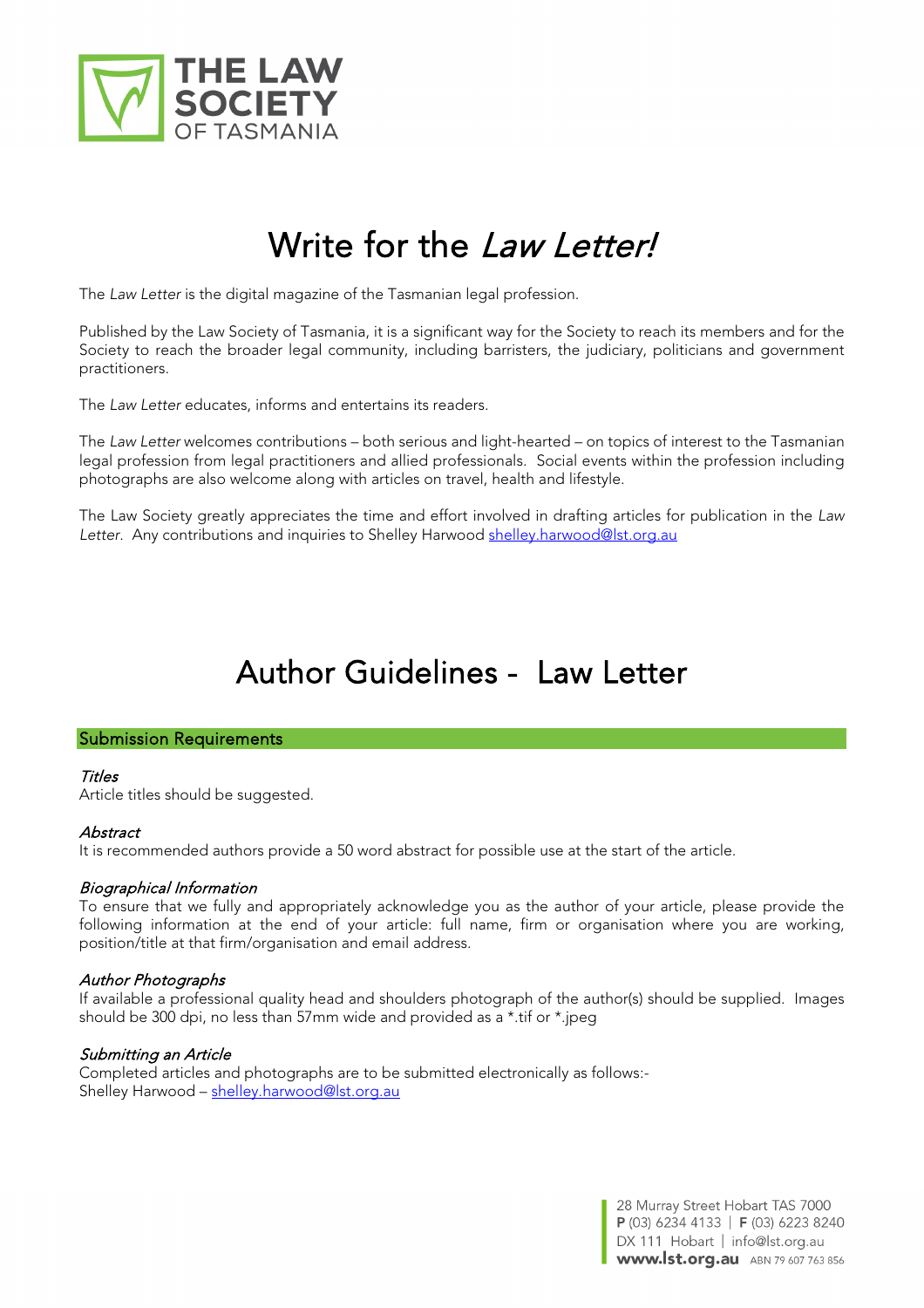THE LAW SOCIETY OF TASMANIA

# Write for the *Law Letter!*

The *Law Letter* is the digital magazine of the Tasmanian legal profession.

Published by the Law Society of Tasmania, it is a significant way for the Society to reach its members and for the Society to reach the broader legal community, including barristers, the judiciary, politicians and government practitioners.

The *Law Letter* educates, informs and entertains its readers.

The *Law Letter* welcomes contributions – both serious and light-hearted – on topics of interest to the Tasmanian legal profession from legal practitioners and allied professionals. Social events within the profession including photographs are also welcome along with articles on travel, health and lifestyle.

The Law Society greatly appreciates the time and effort involved in drafting articles for publication in the *Law Letter*. Any contributions and inquiries to Shelley Harwood shelley.harwood@lst.org.au

# Author Guidelines - Law Letter

## Submission Requirements

### *Titles*
Article titles should be suggested.

### *Abstract*
It is recommended authors provide a 50 word abstract for possible use at the start of the article.

### *Biographical Information*
To ensure that we fully and appropriately acknowledge you as the author of your article, please provide the following information at the end of your article: full name, firm or organisation where you are working, position/title at that firm/organisation and email address.

### *Author Photographs*
If available a professional quality head and shoulders photograph of the author(s) should be supplied. Images should be 300 dpi, no less than 57mm wide and provided as a *.tif or *.jpeg

### *Submitting an Article*
Completed articles and photographs are to be submitted electronically as follows:-
Shelley Harwood – shelley.harwood@lst.org.au

28 Murray Street Hobart TAS 7000
**P** (03) 6234 4133 | **F** (03) 6223 8240
DX 111 Hobart | info@lst.org.au
**www.lst.org.au** ABN 79 607 763 856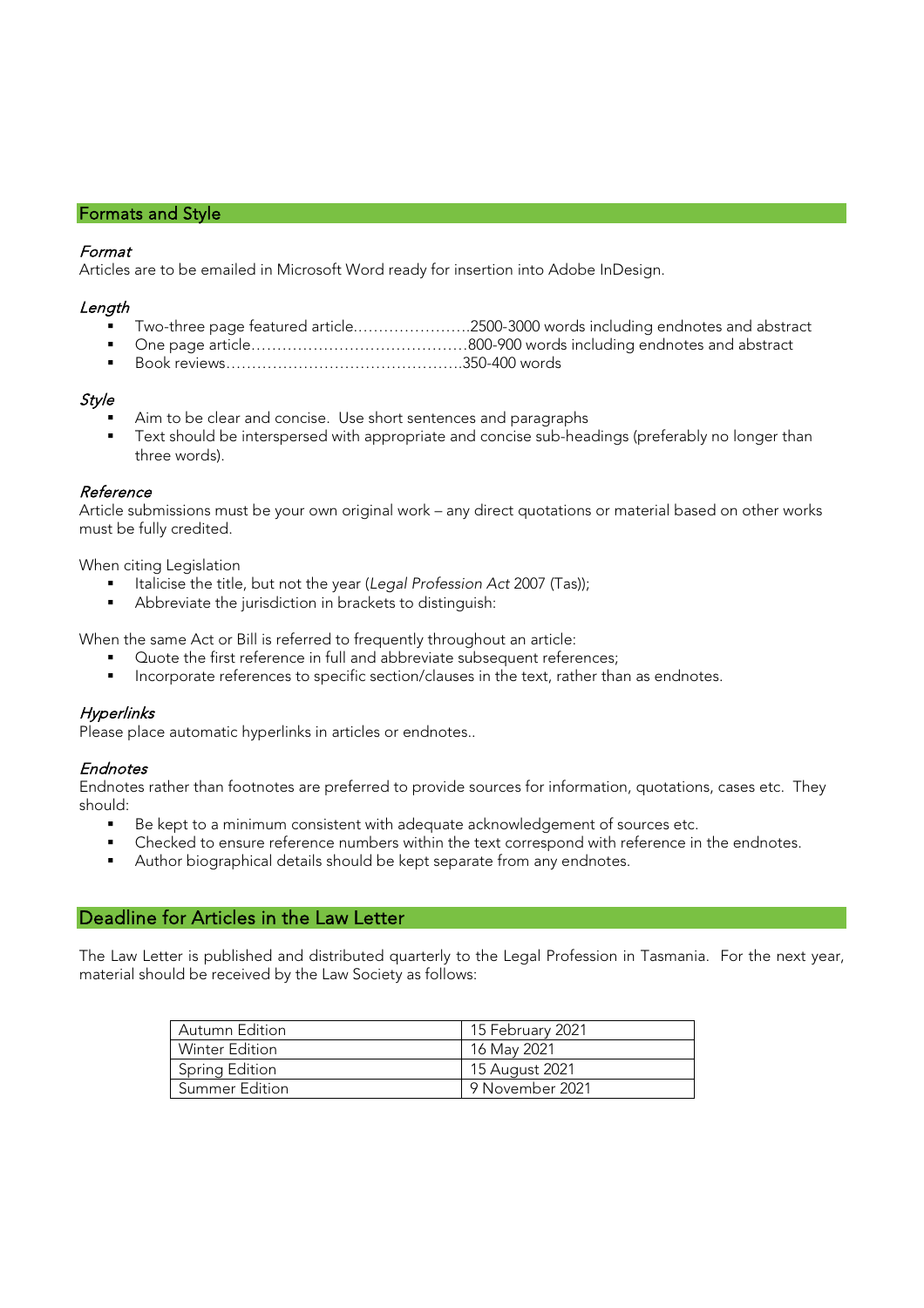## Formats and Style

*Format*

Articles are to be emailed in Microsoft Word ready for insertion into Adobe InDesign.

*Length*

- Two-three page featured article…………………..2500-3000 words including endnotes and abstract
- One page article……………………………………800-900 words including endnotes and abstract
- Book reviews……………………………………….350-400 words

*Style*

- Aim to be clear and concise. Use short sentences and paragraphs
- Text should be interspersed with appropriate and concise sub-headings (preferably no longer than three words).

*Reference*

Article submissions must be your own original work – any direct quotations or material based on other works must be fully credited.

When citing Legislation

- Italicise the title, but not the year (*Legal Profession Act* 2007 (Tas));
- Abbreviate the jurisdiction in brackets to distinguish:

When the same Act or Bill is referred to frequently throughout an article:

- Quote the first reference in full and abbreviate subsequent references;
- Incorporate references to specific section/clauses in the text, rather than as endnotes.

*Hyperlinks*

Please place automatic hyperlinks in articles or endnotes..

*Endnotes*

Endnotes rather than footnotes are preferred to provide sources for information, quotations, cases etc. They should:

- Be kept to a minimum consistent with adequate acknowledgement of sources etc.
- Checked to ensure reference numbers within the text correspond with reference in the endnotes.
- Author biographical details should be kept separate from any endnotes.

## Deadline for Articles in the Law Letter

The Law Letter is published and distributed quarterly to the Legal Profession in Tasmania. For the next year, material should be received by the Law Society as follows:

| | |
|---|---|
| Autumn Edition | 15 February 2021 |
| Winter Edition | 16 May 2021 |
| Spring Edition | 15 August 2021 |
| Summer Edition | 9 November 2021 |